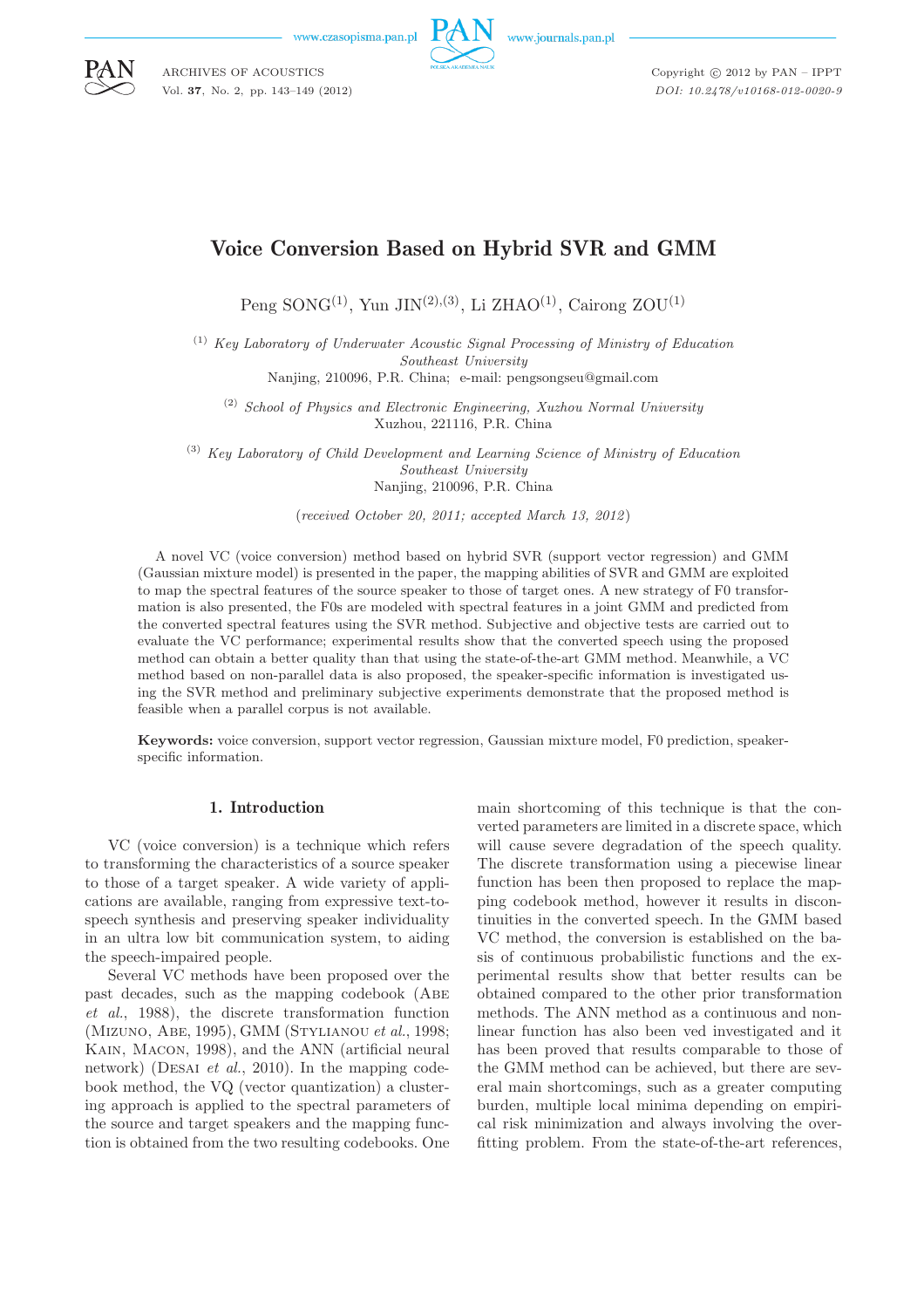# Voice Conversion Based on Hybrid SVR and GMM

Peng SONG[(1)], Yun JIN[(2),(3)], Li ZHAO[(1)], Cairong ZOU[(1)]

[(1)] *Key Laboratory of Underwater Acoustic Signal Processing of Ministry of Education*
*Southeast University*
Nanjing, 210096, P.R. China; e-mail: pengsongseu@gmail.com

[(2)] *School of Physics and Electronic Engineering, Xuzhou Normal University*
Xuzhou, 221116, P.R. China

[(3)] *Key Laboratory of Child Development and Learning Science of Ministry of Education*
*Southeast University*
Nanjing, 210096, P.R. China

(*received October 20, 2011; accepted March 13, 2012*)

A novel VC (voice conversion) method based on hybrid SVR (support vector regression) and GMM (Gaussian mixture model) is presented in the paper, the mapping abilities of SVR and GMM are exploited to map the spectral features of the source speaker to those of target ones. A new strategy of F0 transformation is also presented, the F0s are modeled with spectral features in a joint GMM and predicted from the converted spectral features using the SVR method. Subjective and objective tests are carried out to evaluate the VC performance; experimental results show that the converted speech using the proposed method can obtain a better quality than that using the state-of-the-art GMM method. Meanwhile, a VC method based on non-parallel data is also proposed, the speaker-specific information is investigated using the SVR method and preliminary subjective experiments demonstrate that the proposed method is feasible when a parallel corpus is not available.

**Keywords:** voice conversion, support vector regression, Gaussian mixture model, F0 prediction, speaker-specific information.

## 1. Introduction

VC (voice conversion) is a technique which refers to transforming the characteristics of a source speaker to those of a target speaker. A wide variety of applications are available, ranging from expressive text-to-speech synthesis and preserving speaker individuality in an ultra low bit communication system, to aiding the speech-impaired people.

Several VC methods have been proposed over the past decades, such as the mapping codebook (Abe *et al.*, 1988), the discrete transformation function (Mizuno, Abe, 1995), GMM (Stylianou *et al.*, 1998; Kain, Macon, 1998), and the ANN (artificial neural network) (Desai *et al.*, 2010). In the mapping codebook method, the VQ (vector quantization) a clustering approach is applied to the spectral parameters of the source and target speakers and the mapping function is obtained from the two resulting codebooks. One main shortcoming of this technique is that the converted parameters are limited in a discrete space, which will cause severe degradation of the speech quality. The discrete transformation using a piecewise linear function has been then proposed to replace the mapping codebook method, however it results in discontinuities in the converted speech. In the GMM based VC method, the conversion is established on the basis of continuous probabilistic functions and the experimental results show that better results can be obtained compared to the other prior transformation methods. The ANN method as a continuous and nonlinear function has also been ved investigated and it has been proved that results comparable to those of the GMM method can be achieved, but there are several main shortcomings, such as a greater computing burden, multiple local minima depending on empirical risk minimization and always involving the overfitting problem. From the state-of-the-art references,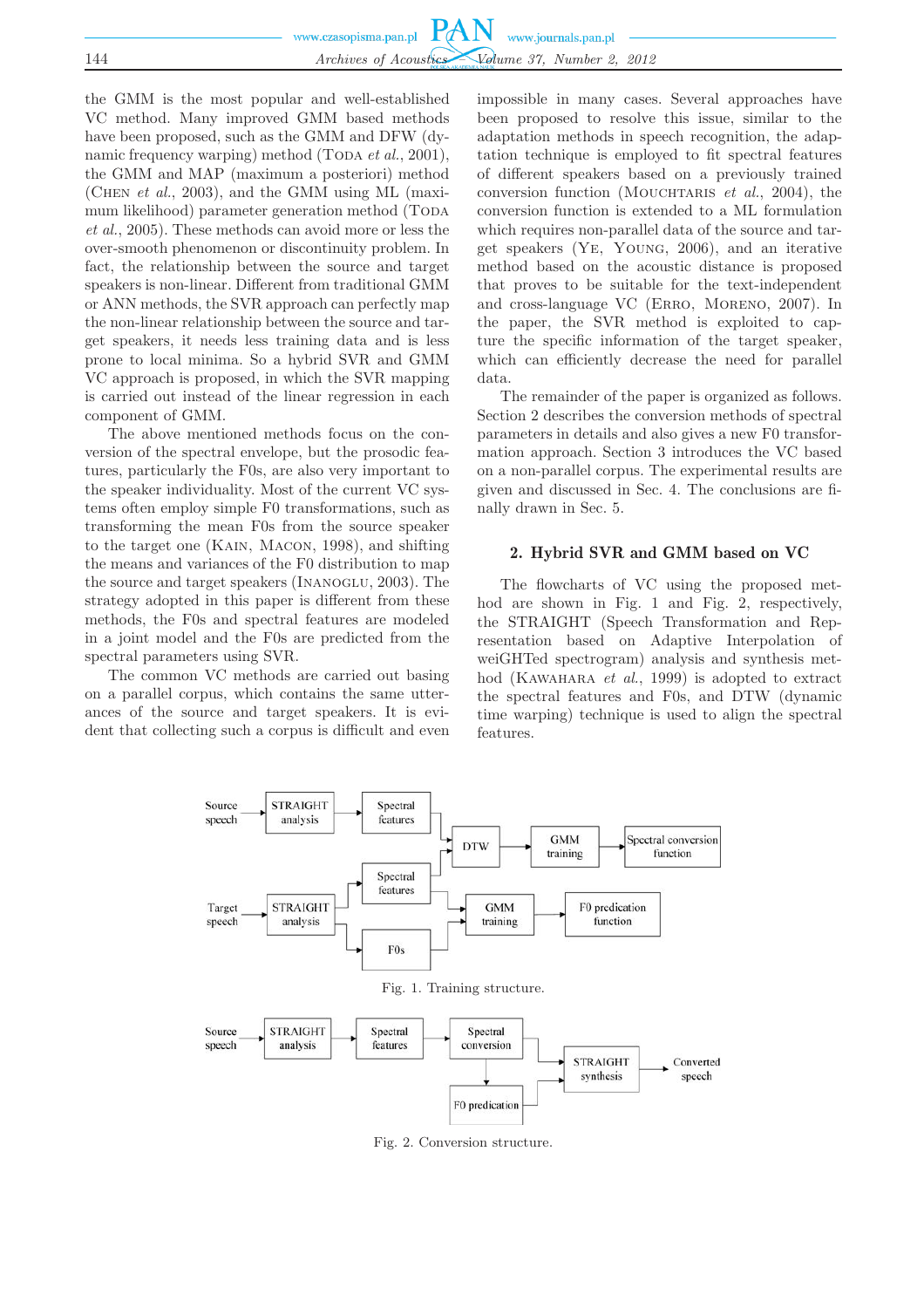the GMM is the most popular and well-established VC method. Many improved GMM based methods have been proposed, such as the GMM and DFW (dynamic frequency warping) method (Toda *et al.*, 2001), the GMM and MAP (maximum a posteriori) method (Chen *et al.*, 2003), and the GMM using ML (maximum likelihood) parameter generation method (Toda *et al.*, 2005). These methods can avoid more or less the over-smooth phenomenon or discontinuity problem. In fact, the relationship between the source and target speakers is non-linear. Different from traditional GMM or ANN methods, the SVR approach can perfectly map the non-linear relationship between the source and target speakers, it needs less training data and is less prone to local minima. So a hybrid SVR and GMM VC approach is proposed, in which the SVR mapping is carried out instead of the linear regression in each component of GMM.

The above mentioned methods focus on the conversion of the spectral envelope, but the prosodic features, particularly the F0s, are also very important to the speaker individuality. Most of the current VC systems often employ simple F0 transformations, such as transforming the mean F0s from the source speaker to the target one (Kain, Macon, 1998), and shifting the means and variances of the F0 distribution to map the source and target speakers (Inanoglu, 2003). The strategy adopted in this paper is different from these methods, the F0s and spectral features are modeled in a joint model and the F0s are predicted from the spectral parameters using SVR.

The common VC methods are carried out basing on a parallel corpus, which contains the same utterances of the source and target speakers. It is evident that collecting such a corpus is difficult and even impossible in many cases. Several approaches have been proposed to resolve this issue, similar to the adaptation methods in speech recognition, the adaptation technique is employed to fit spectral features of different speakers based on a previously trained conversion function (Mouchtaris *et al.*, 2004), the conversion function is extended to a ML formulation which requires non-parallel data of the source and target speakers (Ye, Young, 2006), and an iterative method based on the acoustic distance is proposed that proves to be suitable for the text-independent and cross-language VC (Erro, Moreno, 2007). In the paper, the SVR method is exploited to capture the specific information of the target speaker, which can efficiently decrease the need for parallel data.

The remainder of the paper is organized as follows. Section 2 describes the conversion methods of spectral parameters in details and also gives a new F0 transformation approach. Section 3 introduces the VC based on a non-parallel corpus. The experimental results are given and discussed in Sec. 4. The conclusions are finally drawn in Sec. 5.

## 2. Hybrid SVR and GMM based on VC

The flowcharts of VC using the proposed method are shown in Fig. 1 and Fig. 2, respectively, the STRAIGHT (Speech Transformation and Representation based on Adaptive Interpolation of weiGHTed spectrogram) analysis and synthesis method (Kawahara *et al.*, 1999) is adopted to extract the spectral features and F0s, and DTW (dynamic time warping) technique is used to align the spectral features.

Fig. 1. Training structure.

Fig. 2. Conversion structure.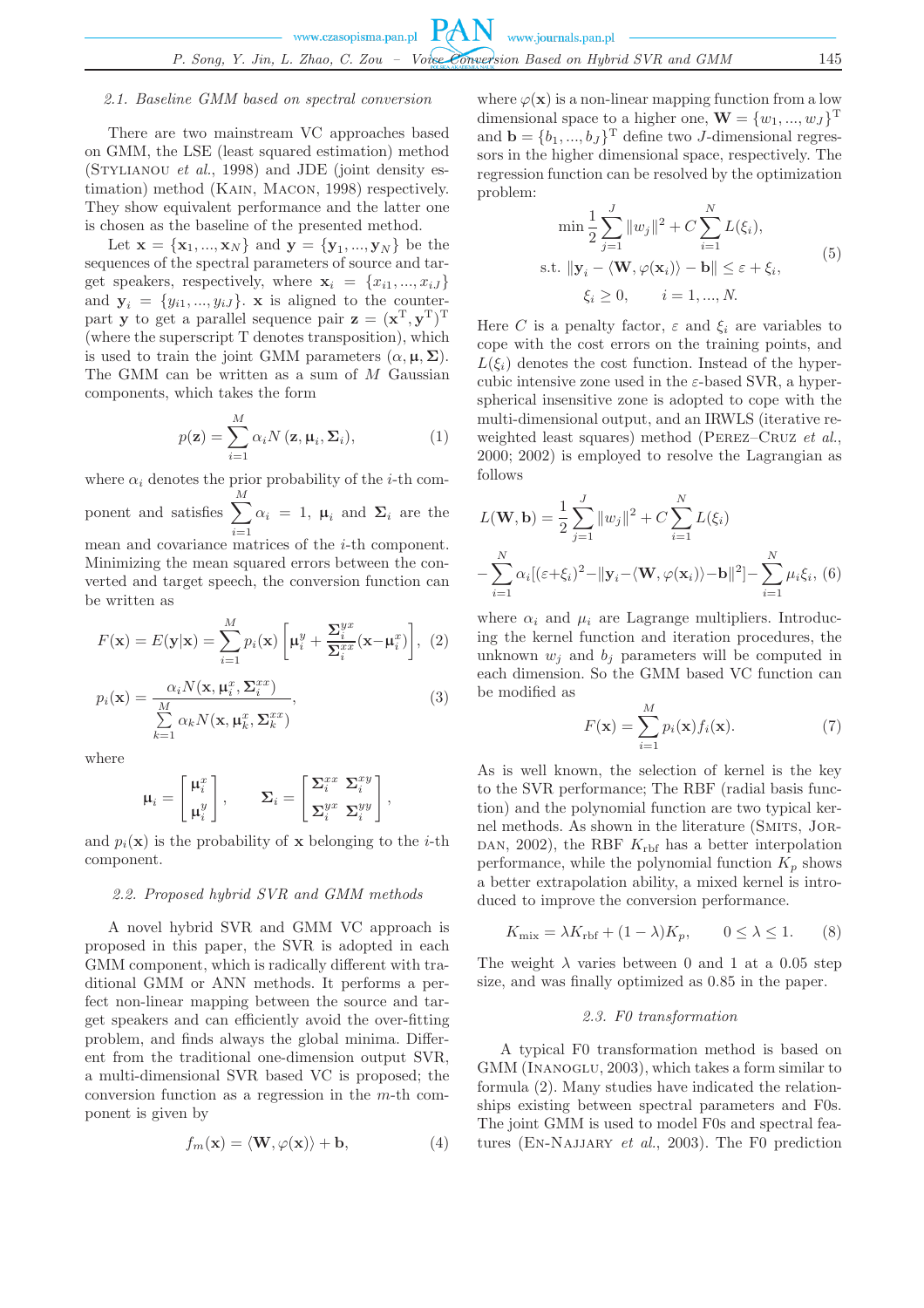### 2.1. Baseline GMM based on spectral conversion

There are two mainstream VC approaches based on GMM, the LSE (least squared estimation) method (Stylianou *et al.*, 1998) and JDE (joint density estimation) method (Kain, Macon, 1998) respectively. They show equivalent performance and the latter one is chosen as the baseline of the presented method.

Let $\mathbf{x} = \{\mathbf{x}_1, ..., \mathbf{x}_N\}$ and $\mathbf{y} = \{\mathbf{y}_1, ..., \mathbf{y}_N\}$ be the sequences of the spectral parameters of source and target speakers, respectively, where $\mathbf{x}_i = \{x_{i1}, ..., x_{iJ}\}$ and $\mathbf{y}_i = \{y_{i1}, ..., y_{iJ}\}$. $\mathbf{x}$ is aligned to the counterpart $\mathbf{y}$ to get a parallel sequence pair $\mathbf{z} = (\mathbf{x}^{\mathrm{T}}, \mathbf{y}^{\mathrm{T}})^{\mathrm{T}}$ (where the superscript T denotes transposition), which is used to train the joint GMM parameters $(\alpha, \boldsymbol{\mu}, \boldsymbol{\Sigma})$. The GMM can be written as a sum of $M$ Gaussian components, which takes the form

$$p(\mathbf{z}) = \sum_{i=1}^{M} \alpha_i N(\mathbf{z}, \boldsymbol{\mu}_i, \boldsymbol{\Sigma}_i), \tag{1}$$

where $\alpha_i$ denotes the prior probability of the $i$-th component and satisfies $\sum_{i=1}^{M} \alpha_i = 1$, $\boldsymbol{\mu}_i$ and $\boldsymbol{\Sigma}_i$ are the mean and covariance matrices of the $i$-th component. Minimizing the mean squared errors between the converted and target speech, the conversion function can be written as

$$F(\mathbf{x}) = E(\mathbf{y}|\mathbf{x}) = \sum_{i=1}^{M} p_i(\mathbf{x}) \left[\boldsymbol{\mu}_i^y + \frac{\boldsymbol{\Sigma}_i^{yx}}{\boldsymbol{\Sigma}_i^{xx}}(\mathbf{x} - \boldsymbol{\mu}_i^x)\right], \tag{2}$$

$$p_i(\mathbf{x}) = \frac{\alpha_i N(\mathbf{x}, \boldsymbol{\mu}_i^x, \boldsymbol{\Sigma}_i^{xx})}{\sum\limits_{k=1}^{M} \alpha_k N(\mathbf{x}, \boldsymbol{\mu}_k^x, \boldsymbol{\Sigma}_k^{xx})}, \tag{3}$$

where

$$\boldsymbol{\mu}_i = \begin{bmatrix} \boldsymbol{\mu}_i^x \\ \boldsymbol{\mu}_i^y \end{bmatrix}, \qquad \boldsymbol{\Sigma}_i = \begin{bmatrix} \boldsymbol{\Sigma}_i^{xx} & \boldsymbol{\Sigma}_i^{xy} \\ \boldsymbol{\Sigma}_i^{yx} & \boldsymbol{\Sigma}_i^{yy} \end{bmatrix},$$

and $p_i(\mathbf{x})$ is the probability of $\mathbf{x}$ belonging to the $i$-th component.

### 2.2. Proposed hybrid SVR and GMM methods

A novel hybrid SVR and GMM VC approach is proposed in this paper, the SVR is adopted in each GMM component, which is radically different with traditional GMM or ANN methods. It performs a perfect non-linear mapping between the source and target speakers and can efficiently avoid the over-fitting problem, and finds always the global minima. Different from the traditional one-dimension output SVR, a multi-dimensional SVR based VC is proposed; the conversion function as a regression in the $m$-th component is given by

$$f_m(\mathbf{x}) = \langle \mathbf{W}, \varphi(\mathbf{x}) \rangle + \mathbf{b}, \tag{4}$$

where $\varphi(\mathbf{x})$ is a non-linear mapping function from a low dimensional space to a higher one, $\mathbf{W} = \{w_1, ..., w_J\}^{\mathrm{T}}$ and $\mathbf{b} = \{b_1, ..., b_J\}^{\mathrm{T}}$ define two $J$-dimensional regressors in the higher dimensional space, respectively. The regression function can be resolved by the optimization problem:

$$\begin{aligned} &\min \frac{1}{2} \sum_{j=1}^{J} \|w_j\|^2 + C \sum_{i=1}^{N} L(\xi_i), \\ &\text{s.t. } \|\mathbf{y}_i - \langle \mathbf{W}, \varphi(\mathbf{x}_i) \rangle - \mathbf{b}\| \le \varepsilon + \xi_i, \\ &\xi_i \ge 0, \qquad i = 1, ..., N. \end{aligned} \tag{5}$$

Here $C$ is a penalty factor, $\varepsilon$ and $\xi_i$ are variables to cope with the cost errors on the training points, and $L(\xi_i)$ denotes the cost function. Instead of the hypercubic intensive zone used in the $\varepsilon$-based SVR, a hyperspherical insensitive zone is adopted to cope with the multi-dimensional output, and an IRWLS (iterative reweighted least squares) method (Perez–Cruz *et al.*, 2000; 2002) is employed to resolve the Lagrangian as follows

$$L(\mathbf{W}, \mathbf{b}) = \frac{1}{2} \sum_{j=1}^{J} \|w_j\|^2 + C \sum_{i=1}^{N} L(\xi_i) - \sum_{i=1}^{N} \alpha_i [(\varepsilon + \xi_i)^2 - \|\mathbf{y}_i - \langle \mathbf{W}, \varphi(\mathbf{x}_i) \rangle - \mathbf{b}\|^2] - \sum_{i=1}^{N} \mu_i \xi_i, \tag{6}$$

where $\alpha_i$ and $\mu_i$ are Lagrange multipliers. Introducing the kernel function and iteration procedures, the unknown $w_j$ and $b_j$ parameters will be computed in each dimension. So the GMM based VC function can be modified as

$$F(\mathbf{x}) = \sum_{i=1}^{M} p_i(\mathbf{x}) f_i(\mathbf{x}). \tag{7}$$

As is well known, the selection of kernel is the key to the SVR performance; The RBF (radial basis function) and the polynomial function are two typical kernel methods. As shown in the literature (Smits, Jordan, 2002), the RBF $K_{\mathrm{rbf}}$ has a better interpolation performance, while the polynomial function $K_p$ shows a better extrapolation ability, a mixed kernel is introduced to improve the conversion performance.

$$K_{\mathrm{mix}} = \lambda K_{\mathrm{rbf}} + (1 - \lambda) K_p, \qquad 0 \le \lambda \le 1. \tag{8}$$

The weight $\lambda$ varies between 0 and 1 at a 0.05 step size, and was finally optimized as 0.85 in the paper.

### 2.3. F0 transformation

A typical F0 transformation method is based on GMM (Inanoglu, 2003), which takes a form similar to formula (2). Many studies have indicated the relationships existing between spectral parameters and F0s. The joint GMM is used to model F0s and spectral features (En-Najjary *et al.*, 2003). The F0 prediction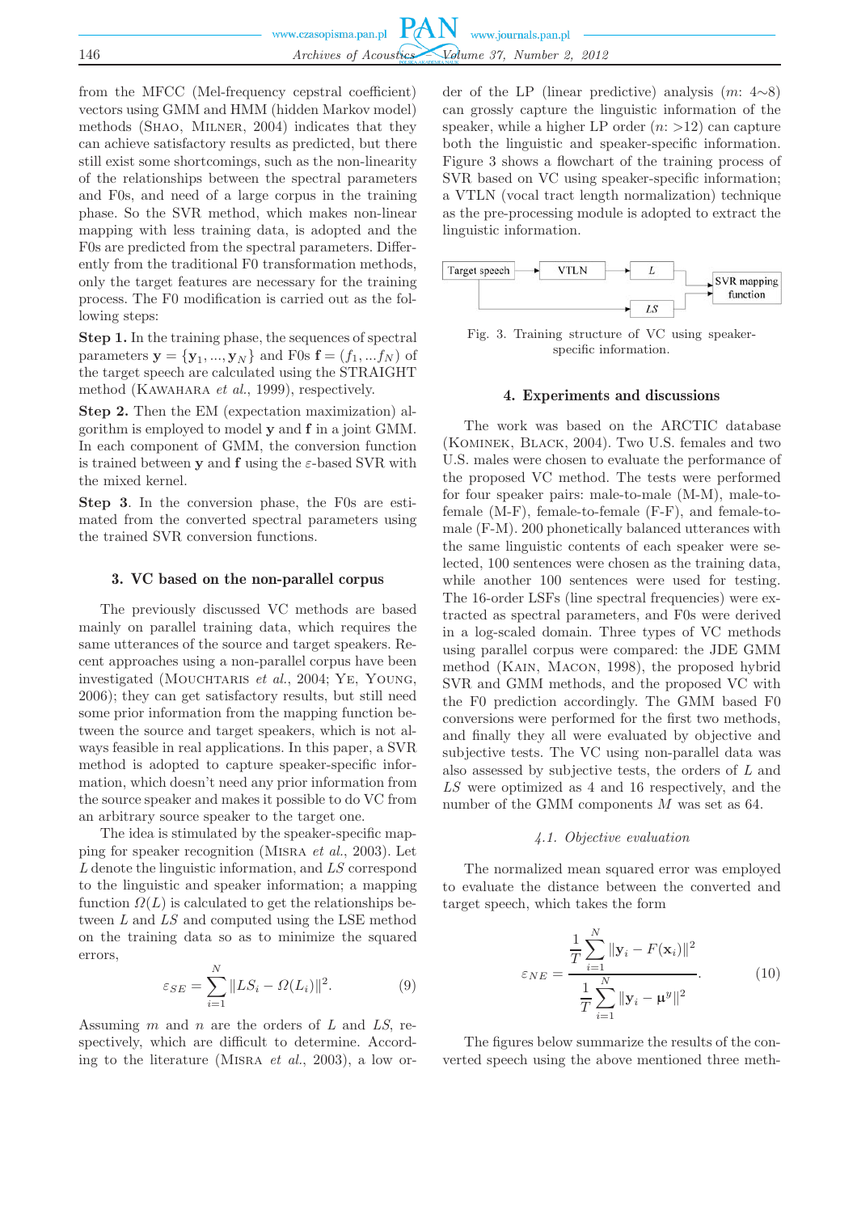from the MFCC (Mel-frequency cepstral coefficient) vectors using GMM and HMM (hidden Markov model) methods (Shao, Milner, 2004) indicates that they can achieve satisfactory results as predicted, but there still exist some shortcomings, such as the non-linearity of the relationships between the spectral parameters and F0s, and need of a large corpus in the training phase. So the SVR method, which makes non-linear mapping with less training data, is adopted and the F0s are predicted from the spectral parameters. Differently from the traditional F0 transformation methods, only the target features are necessary for the training process. The F0 modification is carried out as the following steps:

**Step 1.** In the training phase, the sequences of spectral parameters $\mathbf{y} = \{\mathbf{y}_1, ..., \mathbf{y}_N\}$ and F0s $\mathbf{f} = (f_1, ... f_N)$ of the target speech are calculated using the STRAIGHT method (Kawahara *et al.*, 1999), respectively.

**Step 2.** Then the EM (expectation maximization) algorithm is employed to model $\mathbf{y}$ and $\mathbf{f}$ in a joint GMM. In each component of GMM, the conversion function is trained between $\mathbf{y}$ and $\mathbf{f}$ using the $\varepsilon$-based SVR with the mixed kernel.

**Step 3**. In the conversion phase, the F0s are estimated from the converted spectral parameters using the trained SVR conversion functions.

## 3. VC based on the non-parallel corpus

The previously discussed VC methods are based mainly on parallel training data, which requires the same utterances of the source and target speakers. Recent approaches using a non-parallel corpus have been investigated (Mouchtaris *et al.*, 2004; Ye, Young, 2006); they can get satisfactory results, but still need some prior information from the mapping function between the source and target speakers, which is not always feasible in real applications. In this paper, a SVR method is adopted to capture speaker-specific information, which doesn't need any prior information from the source speaker and makes it possible to do VC from an arbitrary source speaker to the target one.

The idea is stimulated by the speaker-specific mapping for speaker recognition (Misra *et al.*, 2003). Let $L$ denote the linguistic information, and $LS$ correspond to the linguistic and speaker information; a mapping function $\Omega(L)$ is calculated to get the relationships between $L$ and $LS$ and computed using the LSE method on the training data so as to minimize the squared errors,

$$\varepsilon_{SE} = \sum_{i=1}^{N} \|LS_i - \Omega(L_i)\|^2. \tag{9}$$

Assuming $m$ and $n$ are the orders of $L$ and $LS$, respectively, which are difficult to determine. According to the literature (Misra *et al.*, 2003), a low order of the LP (linear predictive) analysis ($m$: 4∼8) can grossly capture the linguistic information of the speaker, while a higher LP order ($n$: >12) can capture both the linguistic and speaker-specific information. Figure 3 shows a flowchart of the training process of SVR based on VC using speaker-specific information; a VTLN (vocal tract length normalization) technique as the pre-processing module is adopted to extract the linguistic information.

Fig. 3. Training structure of VC using speaker-specific information.

## 4. Experiments and discussions

The work was based on the ARCTIC database (Kominek, Black, 2004). Two U.S. females and two U.S. males were chosen to evaluate the performance of the proposed VC method. The tests were performed for four speaker pairs: male-to-male (M-M), male-to-female (M-F), female-to-female (F-F), and female-to-male (F-M). 200 phonetically balanced utterances with the same linguistic contents of each speaker were selected, 100 sentences were chosen as the training data, while another 100 sentences were used for testing. The 16-order LSFs (line spectral frequencies) were extracted as spectral parameters, and F0s were derived in a log-scaled domain. Three types of VC methods using parallel corpus were compared: the JDE GMM method (Kain, Macon, 1998), the proposed hybrid SVR and GMM methods, and the proposed VC with the F0 prediction accordingly. The GMM based F0 conversions were performed for the first two methods, and finally they all were evaluated by objective and subjective tests. The VC using non-parallel data was also assessed by subjective tests, the orders of $L$ and $LS$ were optimized as 4 and 16 respectively, and the number of the GMM components $M$ was set as 64.

### 4.1. Objective evaluation

The normalized mean squared error was employed to evaluate the distance between the converted and target speech, which takes the form

$$\varepsilon_{NE} = \frac{\dfrac{1}{T}\displaystyle\sum_{i=1}^{N} \|\mathbf{y}_i - F(\mathbf{x}_i)\|^2}{\dfrac{1}{T}\displaystyle\sum_{i=1}^{N} \|\mathbf{y}_i - \boldsymbol{\mu}^y\|^2}. \tag{10}$$

The figures below summarize the results of the converted speech using the above mentioned three meth-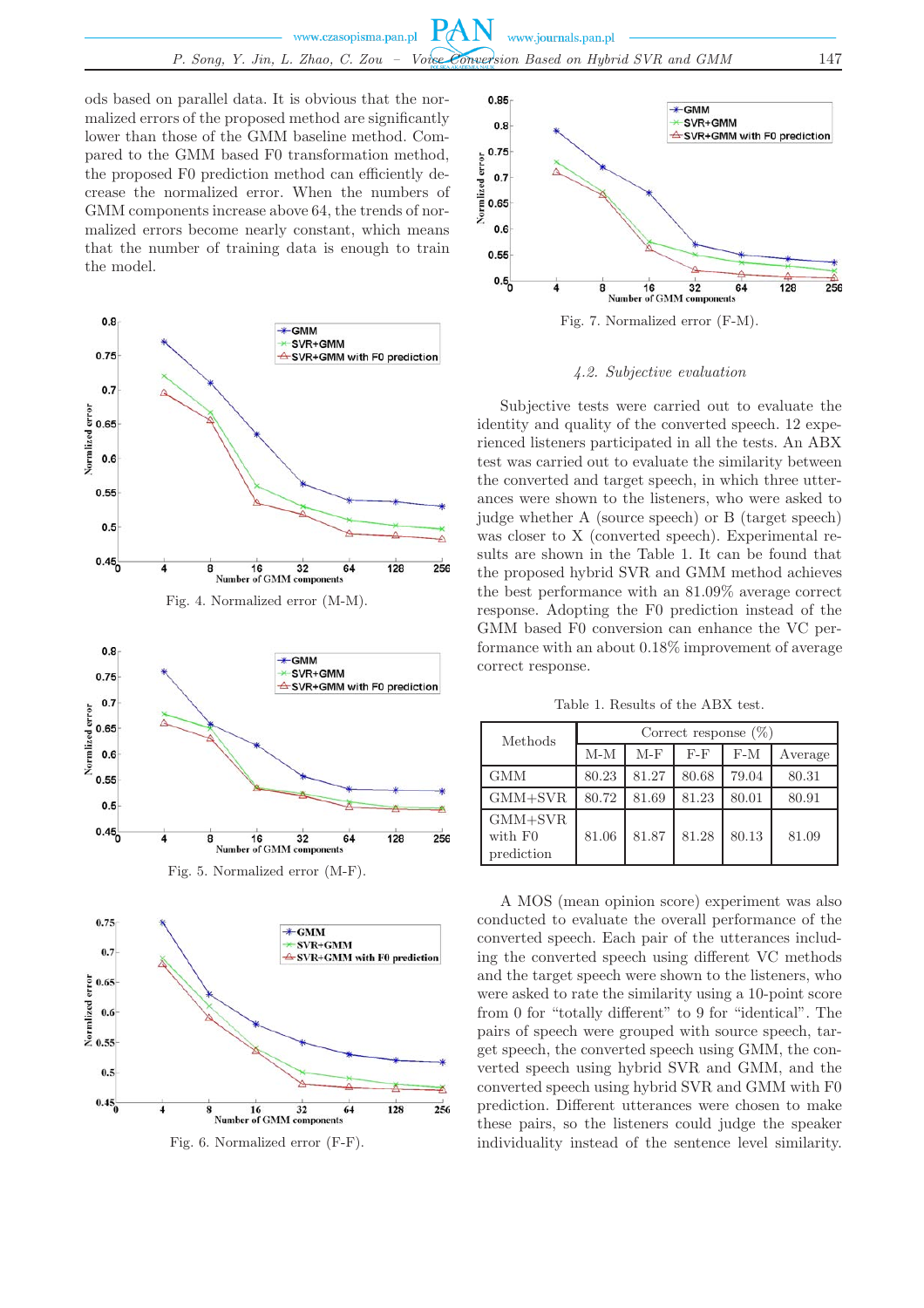ods based on parallel data. It is obvious that the normalized errors of the proposed method are significantly lower than those of the GMM baseline method. Compared to the GMM based F0 transformation method, the proposed F0 prediction method can efficiently decrease the normalized error. When the numbers of GMM components increase above 64, the trends of normalized errors become nearly constant, which means that the number of training data is enough to train the model.

Fig. 4. Normalized error (M-M).

Fig. 5. Normalized error (M-F).

Fig. 6. Normalized error (F-F).

Fig. 7. Normalized error (F-M).

### 4.2. Subjective evaluation

Subjective tests were carried out to evaluate the identity and quality of the converted speech. 12 experienced listeners participated in all the tests. An ABX test was carried out to evaluate the similarity between the converted and target speech, in which three utterances were shown to the listeners, who were asked to judge whether A (source speech) or B (target speech) was closer to X (converted speech). Experimental results are shown in the Table 1. It can be found that the proposed hybrid SVR and GMM method achieves the best performance with an 81.09% average correct response. Adopting the F0 prediction instead of the GMM based F0 conversion can enhance the VC performance with an about 0.18% improvement of average correct response.

Table 1. Results of the ABX test.

| Methods | Correct response (%) | | | | |
|---|---|---|---|---|---|
| | M-M | M-F | F-F | F-M | Average |
| GMM | 80.23 | 81.27 | 80.68 | 79.04 | 80.31 |
| GMM+SVR | 80.72 | 81.69 | 81.23 | 80.01 | 80.91 |
| GMM+SVR with F0 prediction | 81.06 | 81.87 | 81.28 | 80.13 | 81.09 |

A MOS (mean opinion score) experiment was also conducted to evaluate the overall performance of the converted speech. Each pair of the utterances including the converted speech using different VC methods and the target speech were shown to the listeners, who were asked to rate the similarity using a 10-point score from 0 for "totally different" to 9 for "identical". The pairs of speech were grouped with source speech, target speech, the converted speech using GMM, the converted speech using hybrid SVR and GMM, and the converted speech using hybrid SVR and GMM with F0 prediction. Different utterances were chosen to make these pairs, so the listeners could judge the speaker individuality instead of the sentence level similarity.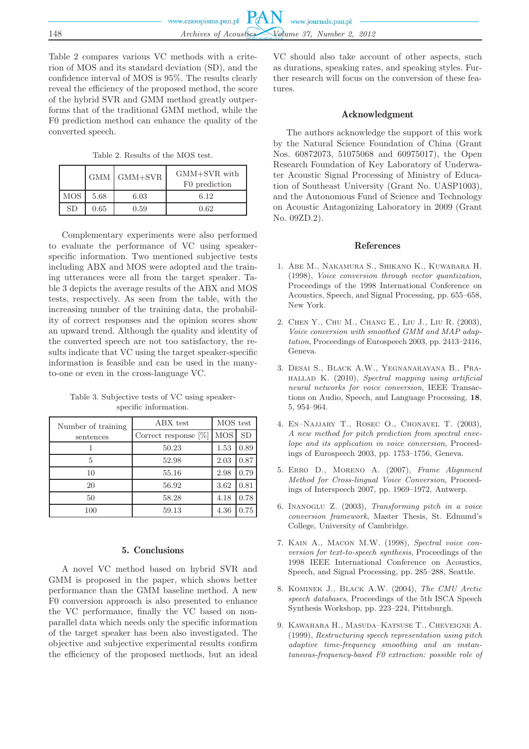Table 2 compares various VC methods with a criterion of MOS and its standard deviation (SD), and the confidence interval of MOS is 95%. The results clearly reveal the efficiency of the proposed method, the score of the hybrid SVR and GMM method greatly outperforms that of the traditional GMM method, while the F0 prediction method can enhance the quality of the converted speech.

Table 2. Results of the MOS test.

| | GMM | GMM+SVR | GMM+SVR with F0 prediction |
|---|---|---|---|
| MOS | 5.68 | 6.03 | 6.12 |
| SD | 0.65 | 0.59 | 0.62 |

Complementary experiments were also performed to evaluate the performance of VC using speaker-specific information. Two mentioned subjective tests including ABX and MOS were adopted and the training utterances were all from the target speaker. Table 3 depicts the average results of the ABX and MOS tests, respectively. As seen from the table, with the increasing number of the training data, the probability of correct responses and the opinion scores show an upward trend. Although the quality and identity of the converted speech are not too satisfactory, the results indicate that VC using the target speaker-specific information is feasible and can be used in the many-to-one or even in the cross-language VC.

Table 3. Subjective tests of VC using speaker-specific information.

| Number of training sentences | ABX test | MOS test | |
|---|---|---|---|
| | Correct response [%] | MOS | SD |
| 1 | 50.23 | 1.53 | 0.89 |
| 5 | 52.98 | 2.03 | 0.87 |
| 10 | 55.16 | 2.98 | 0.79 |
| 20 | 56.92 | 3.62 | 0.81 |
| 50 | 58.28 | 4.18 | 0.78 |
| 100 | 59.13 | 4.36 | 0.75 |

## 5. Conclusions

A novel VC method based on hybrid SVR and GMM is proposed in the paper, which shows better performance than the GMM baseline method. A new F0 conversion approach is also presented to enhance the VC performance, finally the VC based on non-parallel data which needs only the specific information of the target speaker has been also investigated. The objective and subjective experimental results confirm the efficiency of the proposed methods, but an ideal VC should also take account of other aspects, such as durations, speaking rates, and speaking styles. Further research will focus on the conversion of these features.

## Acknowledgment

The authors acknowledge the support of this work by the Natural Science Foundation of China (Grant Nos. 60872073, 51075068 and 60975017), the Open Research Foundation of Key Laboratory of Underwater Acoustic Signal Processing of Ministry of Education of Southeast University (Grant No. UASP1003), and the Autonomous Fund of Science and Technology on Acoustic Antagonizing Laboratory in 2009 (Grant No. 09ZD.2).

## References

1. Abe M., Nakamura S., Shikano K., Kuwabara H. (1998), *Voice conversion through vector quantization*, Proceedings of the 1998 International Conference on Acoustics, Speech, and Signal Processing, pp. 655–658, New York.

2. Chen Y., Chu M., Chang E., Liu J., Liu R. (2003), *Voice conversion with smoothed GMM and MAP adaptation*, Proceedings of Eurospeech 2003, pp. 2413–2416, Geneva.

3. Desai S., Black A.W., Yegnanarayana B., Prahallad K. (2010), *Spectral mapping using artificial neural networks for voice conversion*, IEEE Transactions on Audio, Speech, and Language Processing, **18**, 5, 954–964.

4. En–Najjary T., Rosec O., Chonavel T. (2003), *A new method for pitch prediction from spectral envelope and its application in voice conversion*, Proceedings of Eurospeech 2003, pp. 1753–1756, Geneva.

5. Erro D., Moreno A. (2007), *Frame Alignment Method for Cross-lingual Voice Conversion*, Proceedings of Interspeech 2007, pp. 1969–1972, Antwerp.

6. Inanoglu Z. (2003), *Transforming pitch in a voice conversion framework*, Master Thesis, St. Edmund's College, University of Cambridge.

7. Kain A., Macon M.W. (1998), *Spectral voice conversion for text-to-speech synthesis*, Proceedings of the 1998 IEEE International Conference on Acoustics, Speech, and Signal Processing, pp. 285–288, Seattle.

8. Kominek J., Black A.W. (2004), *The CMU Arctic speech databases*, Proceedings of the 5th ISCA Speech Synthesis Workshop, pp. 223–224, Pittsburgh.

9. Kawahara H., Masuda–Katsuse T., Cheveigne A. (1999), *Restructuring speech representation using pitch adaptive time-frequency smoothing and an instantaneous-frequency-based F0 extraction: possible role of*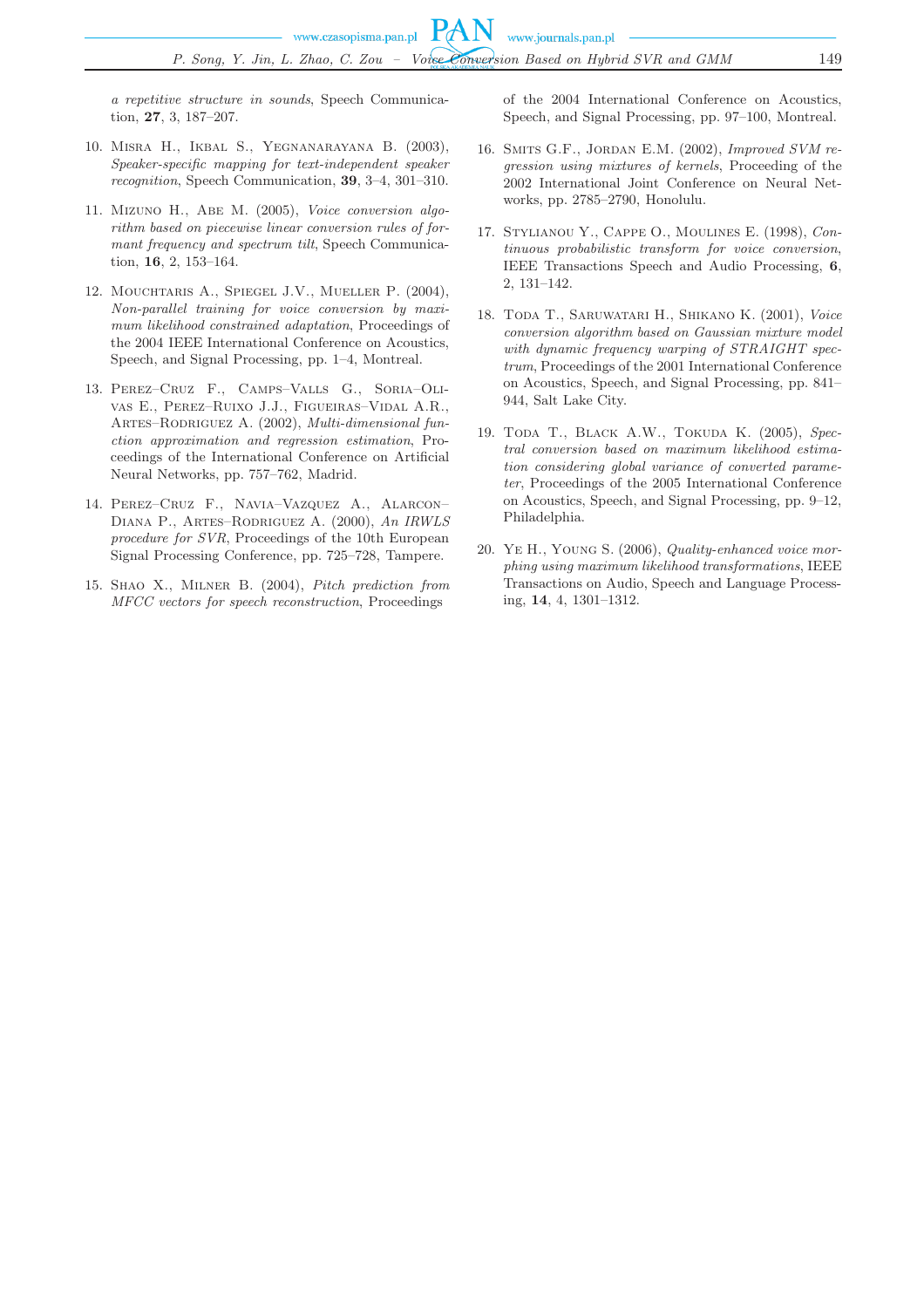*a repetitive structure in sounds*, Speech Communication, **27**, 3, 187–207.

10. Misra H., Ikbal S., Yegnanarayana B. (2003), *Speaker-specific mapping for text-independent speaker recognition*, Speech Communication, **39**, 3–4, 301–310.

11. Mizuno H., Abe M. (2005), *Voice conversion algorithm based on piecewise linear conversion rules of formant frequency and spectrum tilt*, Speech Communication, **16**, 2, 153–164.

12. Mouchtaris A., Spiegel J.V., Mueller P. (2004), *Non-parallel training for voice conversion by maximum likelihood constrained adaptation*, Proceedings of the 2004 IEEE International Conference on Acoustics, Speech, and Signal Processing, pp. 1–4, Montreal.

13. Perez–Cruz F., Camps–Valls G., Soria–Olivas E., Perez–Ruixo J.J., Figueiras–Vidal A.R., Artes–Rodriguez A. (2002), *Multi-dimensional function approximation and regression estimation*, Proceedings of the International Conference on Artificial Neural Networks, pp. 757–762, Madrid.

14. Perez–Cruz F., Navia–Vazquez A., Alarcon–Diana P., Artes–Rodriguez A. (2000), *An IRWLS procedure for SVR*, Proceedings of the 10th European Signal Processing Conference, pp. 725–728, Tampere.

15. Shao X., Milner B. (2004), *Pitch prediction from MFCC vectors for speech reconstruction*, Proceedings of the 2004 International Conference on Acoustics, Speech, and Signal Processing, pp. 97–100, Montreal.

16. Smits G.F., Jordan E.M. (2002), *Improved SVM regression using mixtures of kernels*, Proceeding of the 2002 International Joint Conference on Neural Networks, pp. 2785–2790, Honolulu.

17. Stylianou Y., Cappe O., Moulines E. (1998), *Continuous probabilistic transform for voice conversion*, IEEE Transactions Speech and Audio Processing, **6**, 2, 131–142.

18. Toda T., Saruwatari H., Shikano K. (2001), *Voice conversion algorithm based on Gaussian mixture model with dynamic frequency warping of STRAIGHT spectrum*, Proceedings of the 2001 International Conference on Acoustics, Speech, and Signal Processing, pp. 841–944, Salt Lake City.

19. Toda T., Black A.W., Tokuda K. (2005), *Spectral conversion based on maximum likelihood estimation considering global variance of converted parameter*, Proceedings of the 2005 International Conference on Acoustics, Speech, and Signal Processing, pp. 9–12, Philadelphia.

20. Ye H., Young S. (2006), *Quality-enhanced voice morphing using maximum likelihood transformations*, IEEE Transactions on Audio, Speech and Language Processing, **14**, 4, 1301–1312.